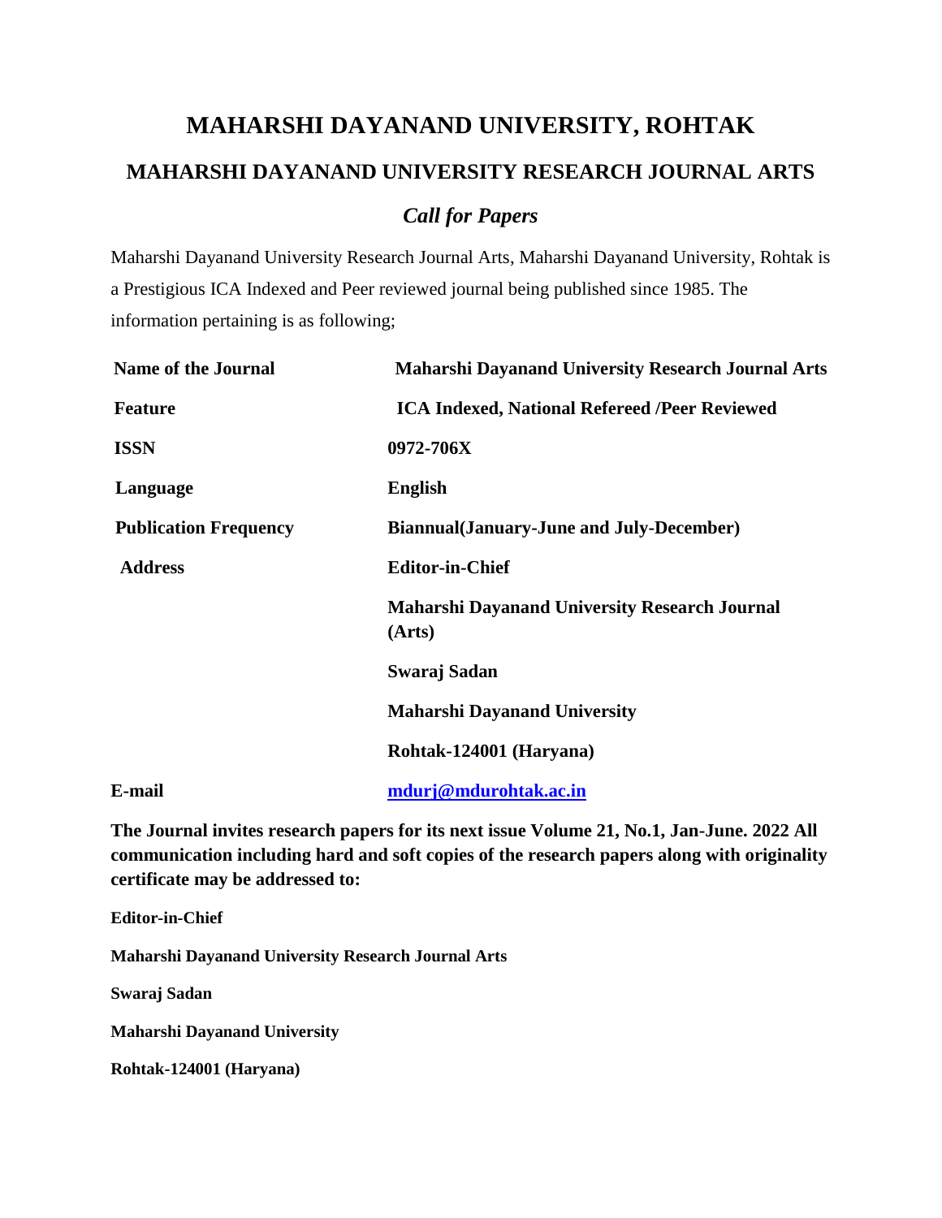# MAHARSHI DAYANAND UNIVERSITY, ROHTAK

## MAHARSHI DAYANAND UNIVERSITY RESEARCH JOURNAL ARTS

### *Call for Papers*

Maharshi Dayanand University Research Journal Arts, Maharshi Dayanand University, Rohtak is a Prestigious ICA Indexed and Peer reviewed journal being published since 1985. The information pertaining is as following;

| | |
|---|---|
| **Name of the Journal** | **Maharshi Dayanand University Research Journal Arts** |
| **Feature** | **ICA Indexed, National Refereed /Peer Reviewed** |
| **ISSN** | **0972-706X** |
| **Language** | **English** |
| **Publication Frequency** | **Biannual(January-June and July-December)** |
| **Address** | **Editor-in-Chief** |
| | **Maharshi Dayanand University Research Journal (Arts)** |
| | **Swaraj Sadan** |
| | **Maharshi Dayanand University** |
| | **Rohtak-124001 (Haryana)** |
| **E-mail** | **mdurj@mdurohtak.ac.in** |

**The Journal invites research papers for its next issue Volume 21, No.1, Jan-June. 2022 All communication including hard and soft copies of the research papers along with originality certificate may be addressed to:**

**Editor-in-Chief**

**Maharshi Dayanand University Research Journal Arts**

**Swaraj Sadan**

**Maharshi Dayanand University**

**Rohtak-124001 (Haryana)**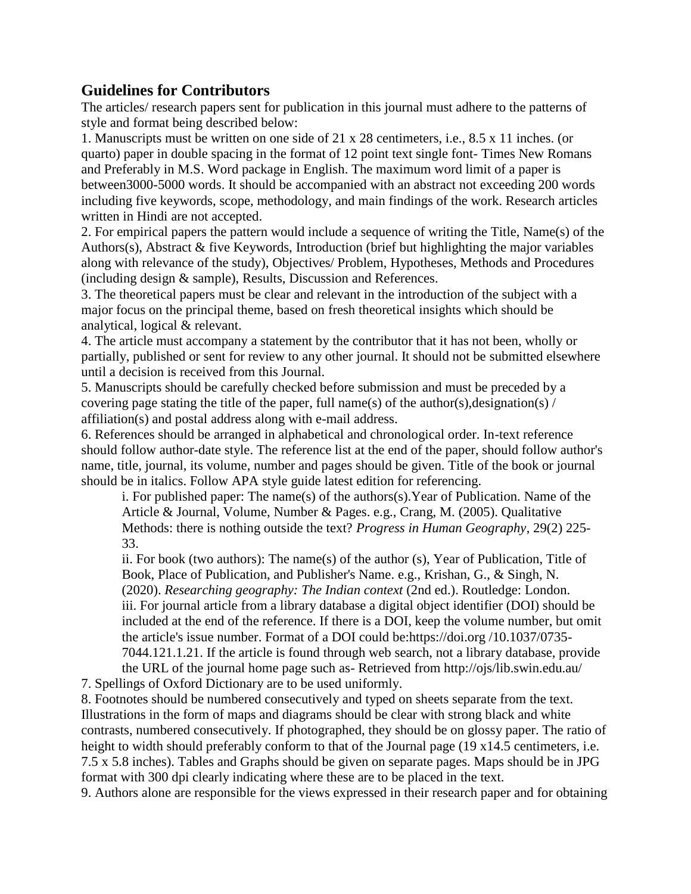## Guidelines for Contributors

The articles/ research papers sent for publication in this journal must adhere to the patterns of style and format being described below:

1. Manuscripts must be written on one side of 21 x 28 centimeters, i.e., 8.5 x 11 inches. (or quarto) paper in double spacing in the format of 12 point text single font- Times New Romans and Preferably in M.S. Word package in English. The maximum word limit of a paper is between3000-5000 words. It should be accompanied with an abstract not exceeding 200 words including five keywords, scope, methodology, and main findings of the work. Research articles written in Hindi are not accepted.
2. For empirical papers the pattern would include a sequence of writing the Title, Name(s) of the Authors(s), Abstract & five Keywords, Introduction (brief but highlighting the major variables along with relevance of the study), Objectives/ Problem, Hypotheses, Methods and Procedures (including design & sample), Results, Discussion and References.
3. The theoretical papers must be clear and relevant in the introduction of the subject with a major focus on the principal theme, based on fresh theoretical insights which should be analytical, logical & relevant.
4. The article must accompany a statement by the contributor that it has not been, wholly or partially, published or sent for review to any other journal. It should not be submitted elsewhere until a decision is received from this Journal.
5. Manuscripts should be carefully checked before submission and must be preceded by a covering page stating the title of the paper, full name(s) of the author(s),designation(s) / affiliation(s) and postal address along with e-mail address.
6. References should be arranged in alphabetical and chronological order. In-text reference should follow author-date style. The reference list at the end of the paper, should follow author's name, title, journal, its volume, number and pages should be given. Title of the book or journal should be in italics. Follow APA style guide latest edition for referencing.

    i. For published paper: The name(s) of the authors(s).Year of Publication. Name of the Article & Journal, Volume, Number & Pages. e.g., Crang, M. (2005). Qualitative Methods: there is nothing outside the text? *Progress in Human Geography*, 29(2) 225-33.

    ii. For book (two authors): The name(s) of the author (s), Year of Publication, Title of Book, Place of Publication, and Publisher's Name. e.g., Krishan, G., & Singh, N. (2020). *Researching geography: The Indian context* (2nd ed.). Routledge: London.

    iii. For journal article from a library database a digital object identifier (DOI) should be included at the end of the reference. If there is a DOI, keep the volume number, but omit the article's issue number. Format of a DOI could be:https://doi.org /10.1037/0735-7044.121.1.21. If the article is found through web search, not a library database, provide the URL of the journal home page such as- Retrieved from http://ojs/lib.swin.edu.au/

7. Spellings of Oxford Dictionary are to be used uniformly.
8. Footnotes should be numbered consecutively and typed on sheets separate from the text. Illustrations in the form of maps and diagrams should be clear with strong black and white contrasts, numbered consecutively. If photographed, they should be on glossy paper. The ratio of height to width should preferably conform to that of the Journal page (19 x14.5 centimeters, i.e. 7.5 x 5.8 inches). Tables and Graphs should be given on separate pages. Maps should be in JPG format with 300 dpi clearly indicating where these are to be placed in the text.
9. Authors alone are responsible for the views expressed in their research paper and for obtaining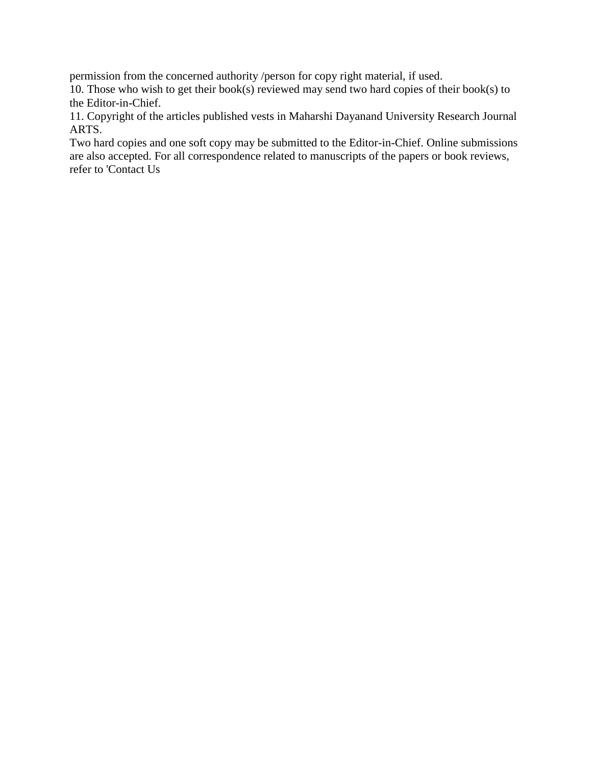permission from the concerned authority /person for copy right material, if used.

10. Those who wish to get their book(s) reviewed may send two hard copies of their book(s) to the Editor-in-Chief.

11. Copyright of the articles published vests in Maharshi Dayanand University Research Journal ARTS.

Two hard copies and one soft copy may be submitted to the Editor-in-Chief. Online submissions are also accepted. For all correspondence related to manuscripts of the papers or book reviews, refer to 'Contact Us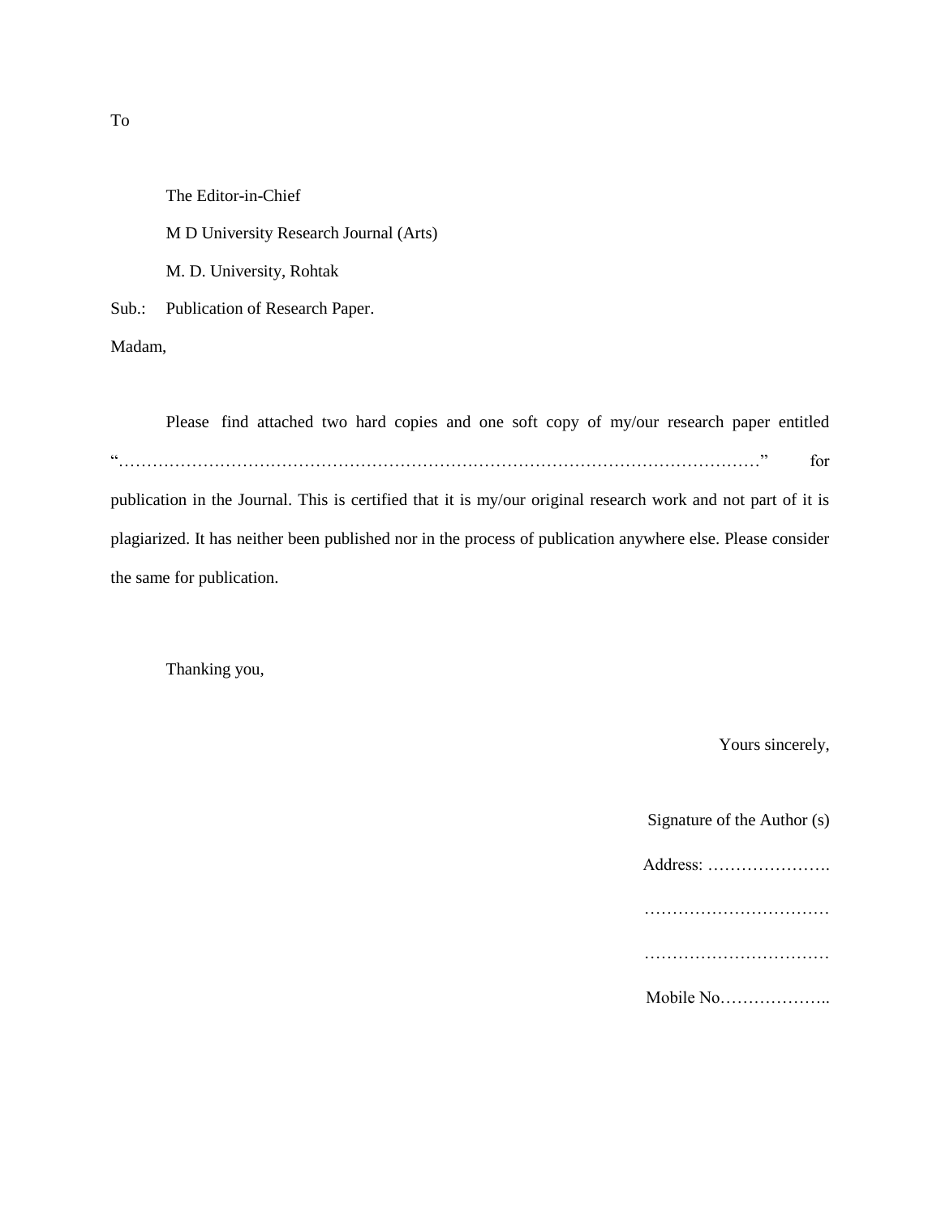To

The Editor-in-Chief

M D University Research Journal (Arts)

M. D. University, Rohtak

Sub.: Publication of Research Paper.

Madam,

Please find attached two hard copies and one soft copy of my/our research paper entitled "…………………………………………………………………………………………………" for publication in the Journal. This is certified that it is my/our original research work and not part of it is plagiarized. It has neither been published nor in the process of publication anywhere else. Please consider the same for publication.

Thanking you,

Yours sincerely,

Signature of the Author (s)

Address: ………………….

……………………………

……………………………

Mobile No………………..